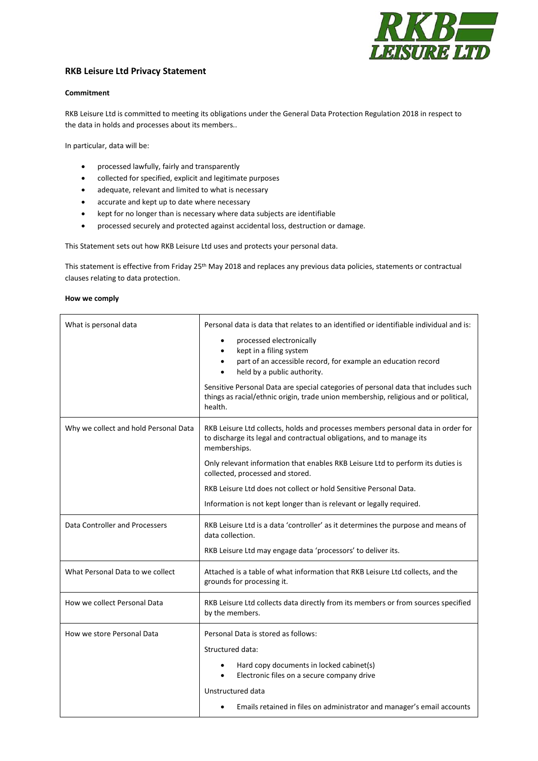## RKB Leisure Ltd Privacy Statement

**Commitment**

RKB Leisure Ltd is committed to meeting its obligations under the General Data Protection Regulation 2018 in respect to the data in holds and processes about its members..

In particular, data will be:

- processed lawfully, fairly and transparently
- collected for specified, explicit and legitimate purposes
- adequate, relevant and limited to what is necessary
- accurate and kept up to date where necessary
- kept for no longer than is necessary where data subjects are identifiable
- processed securely and protected against accidental loss, destruction or damage.

This Statement sets out how RKB Leisure Ltd uses and protects your personal data.

This statement is effective from Friday 25th May 2018 and replaces any previous data policies, statements or contractual clauses relating to data protection.

**How we comply**

| | |
|---|---|
| What is personal data | Personal data is data that relates to an identified or identifiable individual and is:<br>• processed electronically<br>• kept in a filing system<br>• part of an accessible record, for example an education record<br>• held by a public authority.<br><br>Sensitive Personal Data are special categories of personal data that includes such things as racial/ethnic origin, trade union membership, religious and or political, health. |
| Why we collect and hold Personal Data | RKB Leisure Ltd collects, holds and processes members personal data in order for to discharge its legal and contractual obligations, and to manage its memberships.<br><br>Only relevant information that enables RKB Leisure Ltd to perform its duties is collected, processed and stored.<br><br>RKB Leisure Ltd does not collect or hold Sensitive Personal Data.<br><br>Information is not kept longer than is relevant or legally required. |
| Data Controller and Processers | RKB Leisure Ltd is a data 'controller' as it determines the purpose and means of data collection.<br><br>RKB Leisure Ltd may engage data 'processors' to deliver its. |
| What Personal Data to we collect | Attached is a table of what information that RKB Leisure Ltd collects, and the grounds for processing it. |
| How we collect Personal Data | RKB Leisure Ltd collects data directly from its members or from sources specified by the members. |
| How we store Personal Data | Personal Data is stored as follows:<br><br>Structured data:<br>• Hard copy documents in locked cabinet(s)<br>• Electronic files on a secure company drive<br><br>Unstructured data<br>• Emails retained in files on administrator and manager's email accounts |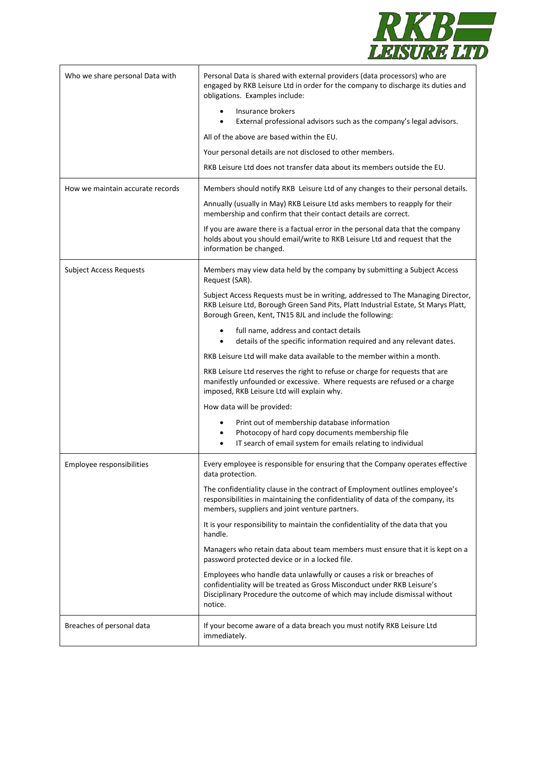| | |
|---|---|
| Who we share personal Data with | Personal Data is shared with external providers (data processors) who are engaged by RKB Leisure Ltd in order for the company to discharge its duties and obligations. Examples include:<br><br>• Insurance brokers<br>• External professional advisors such as the company's legal advisors.<br><br>All of the above are based within the EU.<br><br>Your personal details are not disclosed to other members.<br><br>RKB Leisure Ltd does not transfer data about its members outside the EU. |
| How we maintain accurate records | Members should notify RKB Leisure Ltd of any changes to their personal details.<br><br>Annually (usually in May) RKB Leisure Ltd asks members to reapply for their membership and confirm that their contact details are correct.<br><br>If you are aware there is a factual error in the personal data that the company holds about you should email/write to RKB Leisure Ltd and request that the information be changed. |
| Subject Access Requests | Members may view data held by the company by submitting a Subject Access Request (SAR).<br><br>Subject Access Requests must be in writing, addressed to The Managing Director, RKB Leisure Ltd, Borough Green Sand Pits, Platt Industrial Estate, St Marys Platt, Borough Green, Kent, TN15 8JL and include the following:<br><br>• full name, address and contact details<br>• details of the specific information required and any relevant dates.<br><br>RKB Leisure Ltd will make data available to the member within a month.<br><br>RKB Leisure Ltd reserves the right to refuse or charge for requests that are manifestly unfounded or excessive. Where requests are refused or a charge imposed, RKB Leisure Ltd will explain why.<br><br>How data will be provided:<br><br>• Print out of membership database information<br>• Photocopy of hard copy documents membership file<br>• IT search of email system for emails relating to individual |
| Employee responsibilities | Every employee is responsible for ensuring that the Company operates effective data protection.<br><br>The confidentiality clause in the contract of Employment outlines employee's responsibilities in maintaining the confidentiality of data of the company, its members, suppliers and joint venture partners.<br><br>It is your responsibility to maintain the confidentiality of the data that you handle.<br><br>Managers who retain data about team members must ensure that it is kept on a password protected device or in a locked file.<br><br>Employees who handle data unlawfully or causes a risk or breaches of confidentiality will be treated as Gross Misconduct under RKB Leisure's Disciplinary Procedure the outcome of which may include dismissal without notice. |
| Breaches of personal data | If your become aware of a data breach you must notify RKB Leisure Ltd immediately. |